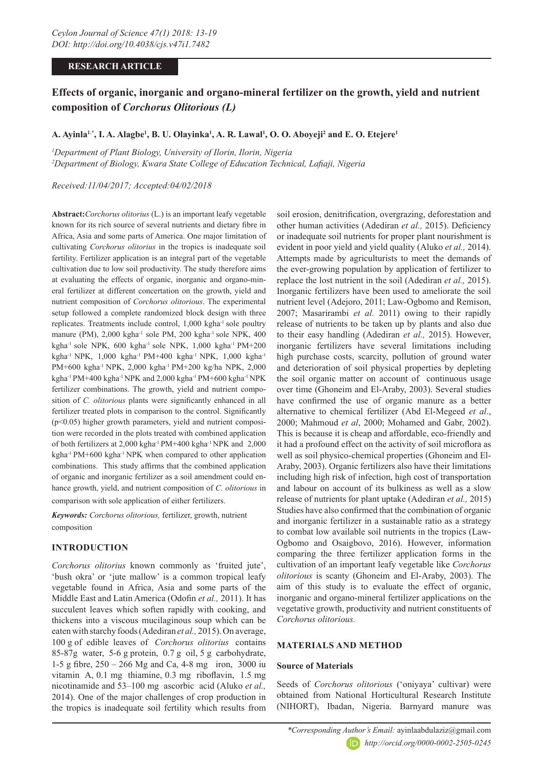**RESEARCH ARTICLE**

# Effects of organic, inorganic and organo-mineral fertilizer on the growth, yield and nutrient composition of *Corchorus Olitorious (L)*

**A. Ayinla[1,*], I. A. Alagbe[1], B. U. Olayinka[1], A. R. Lawal[1], O. O. Aboyeji[2] and E. O. Etejere[1]**

[1]*Department of Plant Biology, University of Ilorin, Ilorin, Nigeria*
[2]*Department of Biology, Kwara State College of Education Technical, Lafiaji, Nigeria*

*Received:11/04/2017; Accepted:04/02/2018*

**Abstract:** *Corchorus olitorius* (L.) is an important leafy vegetable known for its rich source of several nutrients and dietary fibre in Africa, Asia and some parts of America. One major limitation of cultivating *Corchorus olitorius* in the tropics is inadequate soil fertility. Fertilizer application is an integral part of the vegetable cultivation due to low soil productivity. The study therefore aims at evaluating the effects of organic, inorganic and organo-mineral fertilizer at different concertation on the growth, yield and nutrient composition of *Corchorus olitorious*. The experimental setup followed a complete randomized block design with three replicates. Treatments include control, 1,000 $kgha^{-1}$ sole poultry manure (PM), 2,000 $kgha^{-1}$ sole PM, 200 $kgha^{-1}$ sole NPK, 400 $kgha^{-1}$ sole NPK, 600 $kgha^{-1}$ sole NPK, 1,000 $kgha^{-1}$ PM+200 $kgha^{-1}$ NPK, 1,000 $kgha^{-1}$ PM+400 $kgha^{-1}$ NPK, 1,000 $kgha^{-1}$ PM+600 $kgha^{-1}$ NPK, 2,000 $kgha^{-1}$ PM+200 kg/ha NPK, 2,000 $kgha^{-1}$ PM+400 $kgha^{-1}$ NPK and 2,000 $kgha^{-1}$ PM+600 $kgha^{-1}$ NPK fertilizer combinations. The growth, yield and nutrient composition of *C. olitorious* plants were significantly enhanced in all fertilizer treated plots in comparison to the control. Significantly ($p<0.05$) higher growth parameters, yield and nutrient composition were recorded in the plots treated with combined application of both fertilizers at 2,000 $kgha^{-1}$ PM+400 $kgha^{-1}$ NPK and 2,000 $kgha^{-1}$ PM+600 $kgha^{-1}$ NPK when compared to other application combinations. This study affirms that the combined application of organic and inorganic fertilizer as a soil amendment could enhance growth, yield, and nutrient composition of *C. olitorious* in comparison with sole application of either fertilizers.

***Keywords:*** *Corchorus olitorious,* fertilizer, growth, nutrient composition

## INTRODUCTION

*Corchorus olitorius* known commonly as 'fruited jute', 'bush okra' or 'jute mallow' is a common tropical leafy vegetable found in Africa, Asia and some parts of the Middle East and Latin America (Odofin *et al.,* 2011). It has succulent leaves which soften rapidly with cooking, and thickens into a viscous mucilaginous soup which can be eaten with starchy foods (Adediran *et al.,* 2015). On average, 100 g of edible leaves of *Corchorus olitorius* contains 85-87g water, 5-6 g protein, 0.7 g oil, 5 g carbohydrate, 1-5 g fibre, 250 – 266 Mg and Ca, 4-8 mg iron, 3000 iu vitamin A, 0.1 mg thiamine, 0.3 mg riboflavin, 1.5 mg nicotinamide and 53–100 mg ascorbic acid (Aluko *et al.,* 2014). One of the major challenges of crop production in the tropics is inadequate soil fertility which results from soil erosion, denitrification, overgrazing, deforestation and other human activities (Adediran *et al.,* 2015). Deficiency or inadequate soil nutrients for proper plant nourishment is evident in poor yield and yield quality (Aluko *et al.,* 2014). Attempts made by agriculturists to meet the demands of the ever-growing population by application of fertilizer to replace the lost nutrient in the soil (Adediran *et al.,* 2015). Inorganic fertilizers have been used to ameliorate the soil nutrient level (Adejoro, 2011; Law-Ogbomo and Remison, 2007; Masarirambi *et al.* 2011) owing to their rapidly release of nutrients to be taken up by plants and also due to their easy handling (Adediran *et al.,* 2015). However, inorganic fertilizers have several limitations including high purchase costs, scarcity, pollution of ground water and deterioration of soil physical properties by depleting the soil organic matter on account of continuous usage over time (Ghoneim and El-Araby, 2003). Several studies have confirmed the use of organic manure as a better alternative to chemical fertilizer (Abd El-Megeed *et al*., 2000; Mahmoud *et al*, 2000; Mohamed and Gabr, 2002). This is because it is cheap and affordable, eco-friendly and it had a profound effect on the activity of soil microflora as well as soil physico-chemical properties (Ghoneim and El-Araby, 2003). Organic fertilizers also have their limitations including high risk of infection, high cost of transportation and labour on account of its bulkiness as well as a slow release of nutrients for plant uptake (Adediran *et al.,* 2015) Studies have also confirmed that the combination of organic and inorganic fertilizer in a sustainable ratio as a strategy to combat low available soil nutrients in the tropics (Law-Ogbomo and Osaigbovo, 2016). However, information comparing the three fertilizer application forms in the cultivation of an important leafy vegetable like *Corchorus olitorius* is scanty (Ghoneim and El-Araby, 2003). The aim of this study is to evaluate the effect of organic, inorganic and organo-mineral fertilizer applications on the vegetative growth, productivity and nutrient constituents of *Corchorus olitorious.*

## MATERIALS AND METHOD

### Source of Materials

Seeds of *Corchorus olitorious* ('oniyaya' cultivar) were obtained from National Horticultural Research Institute (NIHORT), Ibadan, Nigeria. Barnyard manure was

*\*Corresponding Author's Email:* ayinlaabdulaziz@gmail.com
*http://orcid.org/0000-0002-2505-0245*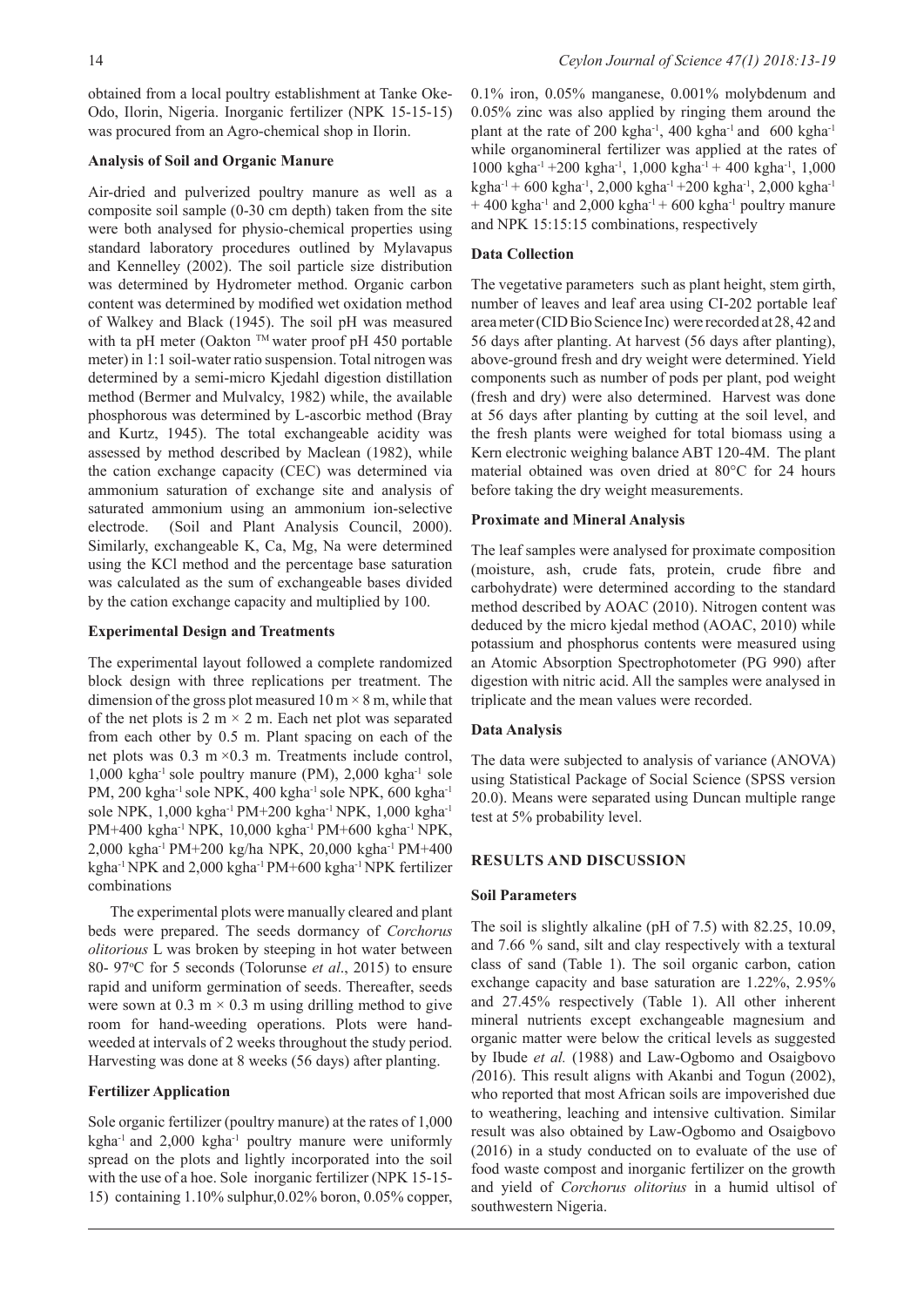obtained from a local poultry establishment at Tanke Oke-Odo, Ilorin, Nigeria. Inorganic fertilizer (NPK 15-15-15) was procured from an Agro-chemical shop in Ilorin.

### Analysis of Soil and Organic Manure

Air-dried and pulverized poultry manure as well as a composite soil sample (0-30 cm depth) taken from the site were both analysed for physio-chemical properties using standard laboratory procedures outlined by Mylavapus and Kennelley (2002). The soil particle size distribution was determined by Hydrometer method. Organic carbon content was determined by modified wet oxidation method of Walkey and Black (1945). The soil pH was measured with ta pH meter (Oakton ™ water proof pH 450 portable meter) in 1:1 soil-water ratio suspension. Total nitrogen was determined by a semi-micro Kjedahl digestion distillation method (Bermer and Mulvalcy, 1982) while, the available phosphorous was determined by L-ascorbic method (Bray and Kurtz, 1945). The total exchangeable acidity was assessed by method described by Maclean (1982), while the cation exchange capacity (CEC) was determined via ammonium saturation of exchange site and analysis of saturated ammonium using an ammonium ion-selective electrode. (Soil and Plant Analysis Council, 2000). Similarly, exchangeable K, Ca, Mg, Na were determined using the KCl method and the percentage base saturation was calculated as the sum of exchangeable bases divided by the cation exchange capacity and multiplied by 100.

### Experimental Design and Treatments

The experimental layout followed a complete randomized block design with three replications per treatment. The dimension of the gross plot measured 10 m × 8 m, while that of the net plots is 2 m × 2 m. Each net plot was separated from each other by 0.5 m. Plant spacing on each of the net plots was 0.3 m ×0.3 m. Treatments include control, 1,000 kgha$^{-1}$ sole poultry manure (PM), 2,000 kgha$^{-1}$ sole PM, 200 kgha$^{-1}$ sole NPK, 400 kgha$^{-1}$ sole NPK, 600 kgha$^{-1}$ sole NPK, 1,000 kgha$^{-1}$ PM+200 kgha$^{-1}$ NPK, 1,000 kgha$^{-1}$ PM+400 kgha$^{-1}$ NPK, 10,000 kgha$^{-1}$ PM+600 kgha$^{-1}$ NPK, 2,000 kgha$^{-1}$ PM+200 kg/ha NPK, 20,000 kgha$^{-1}$ PM+400 kgha$^{-1}$ NPK and 2,000 kgha$^{-1}$ PM+600 kgha$^{-1}$ NPK fertilizer combinations

The experimental plots were manually cleared and plant beds were prepared. The seeds dormancy of *Corchorus olitorious* L was broken by steeping in hot water between 80- 97°C for 5 seconds (Tolorunse *et al*., 2015) to ensure rapid and uniform germination of seeds. Thereafter, seeds were sown at 0.3 m × 0.3 m using drilling method to give room for hand-weeding operations. Plots were hand-weeded at intervals of 2 weeks throughout the study period. Harvesting was done at 8 weeks (56 days) after planting.

### Fertilizer Application

Sole organic fertilizer (poultry manure) at the rates of 1,000 kgha$^{-1}$ and 2,000 kgha$^{-1}$ poultry manure were uniformly spread on the plots and lightly incorporated into the soil with the use of a hoe. Sole inorganic fertilizer (NPK 15-15-15) containing 1.10% sulphur,0.02% boron, 0.05% copper, 0.1% iron, 0.05% manganese, 0.001% molybdenum and 0.05% zinc was also applied by ringing them around the plant at the rate of 200 kgha$^{-1}$, 400 kgha$^{-1}$ and 600 kgha$^{-1}$ while organomineral fertilizer was applied at the rates of 1000 kgha$^{-1}$ +200 kgha$^{-1}$, 1,000 kgha$^{-1}$ + 400 kgha$^{-1}$, 1,000 kgha$^{-1}$ + 600 kgha$^{-1}$, 2,000 kgha$^{-1}$ +200 kgha$^{-1}$, 2,000 kgha$^{-1}$ + 400 kgha$^{-1}$ and 2,000 kgha$^{-1}$ + 600 kgha$^{-1}$ poultry manure and NPK 15:15:15 combinations, respectively

### Data Collection

The vegetative parameters such as plant height, stem girth, number of leaves and leaf area using CI-202 portable leaf area meter (CID Bio Science Inc) were recorded at 28, 42 and 56 days after planting. At harvest (56 days after planting), above-ground fresh and dry weight were determined. Yield components such as number of pods per plant, pod weight (fresh and dry) were also determined. Harvest was done at 56 days after planting by cutting at the soil level, and the fresh plants were weighed for total biomass using a Kern electronic weighing balance ABT 120-4M. The plant material obtained was oven dried at 80°C for 24 hours before taking the dry weight measurements.

### Proximate and Mineral Analysis

The leaf samples were analysed for proximate composition (moisture, ash, crude fats, protein, crude fibre and carbohydrate) were determined according to the standard method described by AOAC (2010). Nitrogen content was deduced by the micro kjedal method (AOAC, 2010) while potassium and phosphorus contents were measured using an Atomic Absorption Spectrophotometer (PG 990) after digestion with nitric acid. All the samples were analysed in triplicate and the mean values were recorded.

### Data Analysis

The data were subjected to analysis of variance (ANOVA) using Statistical Package of Social Science (SPSS version 20.0). Means were separated using Duncan multiple range test at 5% probability level.

## RESULTS AND DISCUSSION

### Soil Parameters

The soil is slightly alkaline (pH of 7.5) with 82.25, 10.09, and 7.66 % sand, silt and clay respectively with a textural class of sand (Table 1). The soil organic carbon, cation exchange capacity and base saturation are 1.22%, 2.95% and 27.45% respectively (Table 1). All other inherent mineral nutrients except exchangeable magnesium and organic matter were below the critical levels as suggested by Ibude *et al.* (1988) and Law-Ogbomo and Osaigbovo *(*2016). This result aligns with Akanbi and Togun (2002), who reported that most African soils are impoverished due to weathering, leaching and intensive cultivation. Similar result was also obtained by Law-Ogbomo and Osaigbovo (2016) in a study conducted on to evaluate of the use of food waste compost and inorganic fertilizer on the growth and yield of *Corchorus olitorius* in a humid ultisol of southwestern Nigeria.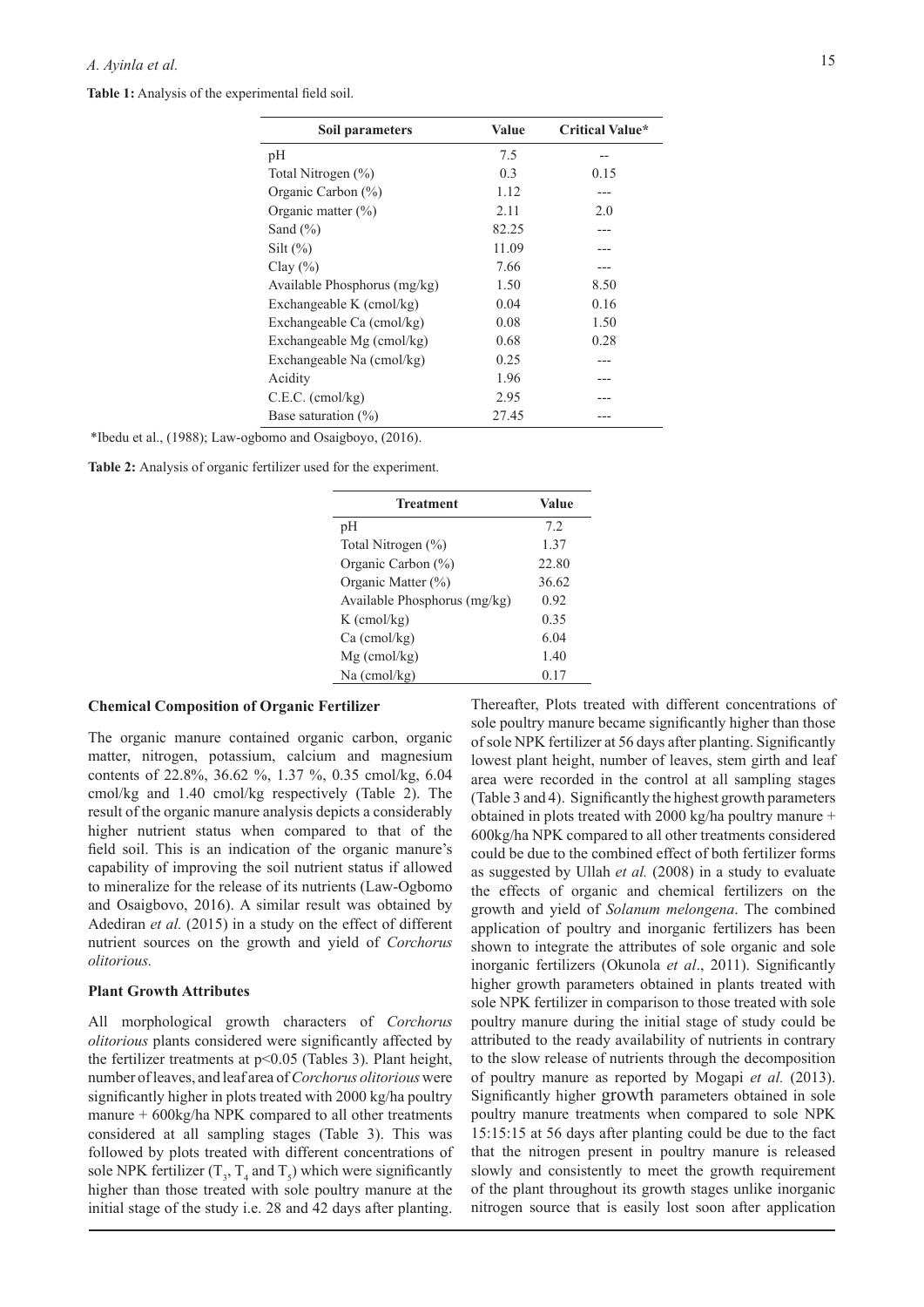**Table 1:** Analysis of the experimental field soil.

| Soil parameters | Value | Critical Value* |
|---|---|---|
| pH | 7.5 | -- |
| Total Nitrogen (%) | 0.3 | 0.15 |
| Organic Carbon (%) | 1.12 | --- |
| Organic matter (%) | 2.11 | 2.0 |
| Sand (%) | 82.25 | --- |
| Silt (%) | 11.09 | --- |
| Clay (%) | 7.66 | --- |
| Available Phosphorus (mg/kg) | 1.50 | 8.50 |
| Exchangeable K (cmol/kg) | 0.04 | 0.16 |
| Exchangeable Ca (cmol/kg) | 0.08 | 1.50 |
| Exchangeable Mg (cmol/kg) | 0.68 | 0.28 |
| Exchangeable Na (cmol/kg) | 0.25 | --- |
| Acidity | 1.96 | --- |
| C.E.C. (cmol/kg) | 2.95 | --- |
| Base saturation (%) | 27.45 | --- |

*Ibedu et al., (1988); Law-ogbomo and Osaigboyo, (2016).

**Table 2:** Analysis of organic fertilizer used for the experiment.

| Treatment | Value |
|---|---|
| pH | 7.2 |
| Total Nitrogen (%) | 1.37 |
| Organic Carbon (%) | 22.80 |
| Organic Matter (%) | 36.62 |
| Available Phosphorus (mg/kg) | 0.92 |
| K (cmol/kg) | 0.35 |
| Ca (cmol/kg) | 6.04 |
| Mg (cmol/kg) | 1.40 |
| Na (cmol/kg) | 0.17 |

### Chemical Composition of Organic Fertilizer

The organic manure contained organic carbon, organic matter, nitrogen, potassium, calcium and magnesium contents of 22.8%, 36.62 %, 1.37 %, 0.35 cmol/kg, 6.04 cmol/kg and 1.40 cmol/kg respectively (Table 2). The result of the organic manure analysis depicts a considerably higher nutrient status when compared to that of the field soil. This is an indication of the organic manure's capability of improving the soil nutrient status if allowed to mineralize for the release of its nutrients (Law-Ogbomo and Osaigbovo, 2016). A similar result was obtained by Adediran *et al.* (2015) in a study on the effect of different nutrient sources on the growth and yield of *Corchorus olitorious.*

### Plant Growth Attributes

All morphological growth characters of *Corchorus olitorious* plants considered were significantly affected by the fertilizer treatments at $p<0.05$ (Tables 3). Plant height, number of leaves, and leaf area of *Corchorus olitorious* were significantly higher in plots treated with 2000 kg/ha poultry manure + 600kg/ha NPK compared to all other treatments considered at all sampling stages (Table 3). This was followed by plots treated with different concentrations of sole NPK fertilizer ($T_3$, $T_4$ and $T_5$) which were significantly higher than those treated with sole poultry manure at the initial stage of the study i.e. 28 and 42 days after planting. Thereafter, Plots treated with different concentrations of sole poultry manure became significantly higher than those of sole NPK fertilizer at 56 days after planting. Significantly lowest plant height, number of leaves, stem girth and leaf area were recorded in the control at all sampling stages (Table 3 and 4). Significantly the highest growth parameters obtained in plots treated with 2000 kg/ha poultry manure + 600kg/ha NPK compared to all other treatments considered could be due to the combined effect of both fertilizer forms as suggested by Ullah *et al.* (2008) in a study to evaluate the effects of organic and chemical fertilizers on the growth and yield of *Solanum melongena*. The combined application of poultry and inorganic fertilizers has been shown to integrate the attributes of sole organic and sole inorganic fertilizers (Okunola *et al*., 2011). Significantly higher growth parameters obtained in plants treated with sole NPK fertilizer in comparison to those treated with sole poultry manure during the initial stage of study could be attributed to the ready availability of nutrients in contrary to the slow release of nutrients through the decomposition of poultry manure as reported by Mogapi *et al.* (2013). Significantly higher growth parameters obtained in sole poultry manure treatments when compared to sole NPK 15:15:15 at 56 days after planting could be due to the fact that the nitrogen present in poultry manure is released slowly and consistently to meet the growth requirement of the plant throughout its growth stages unlike inorganic nitrogen source that is easily lost soon after application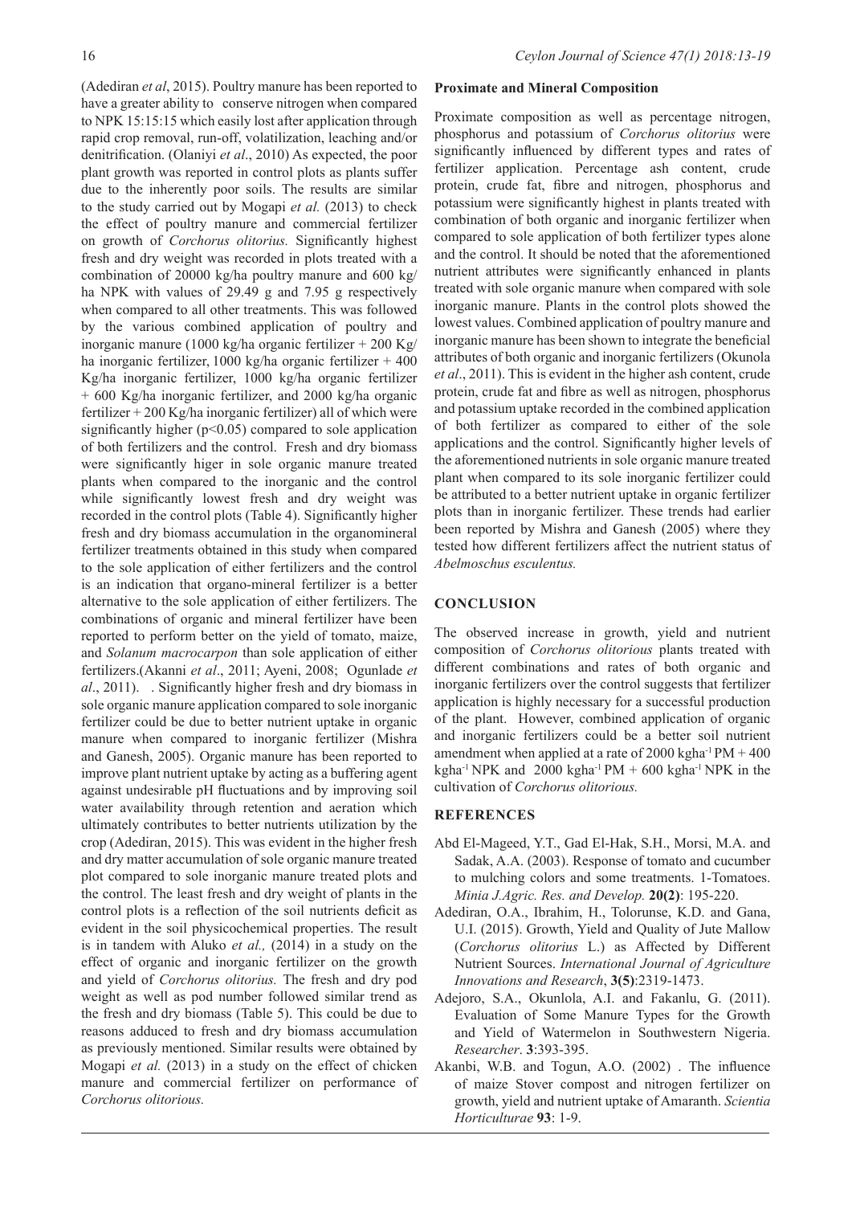(Adediran *et al*, 2015). Poultry manure has been reported to have a greater ability to conserve nitrogen when compared to NPK 15:15:15 which easily lost after application through rapid crop removal, run-off, volatilization, leaching and/or denitrification. (Olaniyi *et al*., 2010) As expected, the poor plant growth was reported in control plots as plants suffer due to the inherently poor soils. The results are similar to the study carried out by Mogapi *et al.* (2013) to check the effect of poultry manure and commercial fertilizer on growth of *Corchorus olitorius.* Significantly highest fresh and dry weight was recorded in plots treated with a combination of 20000 kg/ha poultry manure and 600 kg/ha NPK with values of 29.49 g and 7.95 g respectively when compared to all other treatments. This was followed by the various combined application of poultry and inorganic manure (1000 kg/ha organic fertilizer + 200 Kg/ha inorganic fertilizer, 1000 kg/ha organic fertilizer + 400 Kg/ha inorganic fertilizer, 1000 kg/ha organic fertilizer + 600 Kg/ha inorganic fertilizer, and 2000 kg/ha organic fertilizer + 200 Kg/ha inorganic fertilizer) all of which were significantly higher ($p<0.05$) compared to sole application of both fertilizers and the control. Fresh and dry biomass were significantly higer in sole organic manure treated plants when compared to the inorganic and the control while significantly lowest fresh and dry weight was recorded in the control plots (Table 4). Significantly higher fresh and dry biomass accumulation in the organomineral fertilizer treatments obtained in this study when compared to the sole application of either fertilizers and the control is an indication that organo-mineral fertilizer is a better alternative to the sole application of either fertilizers. The combinations of organic and mineral fertilizer have been reported to perform better on the yield of tomato, maize, and *Solanum macrocarpon* than sole application of either fertilizers.(Akanni *et al*., 2011; Ayeni, 2008; Ogunlade *et al*., 2011). . Significantly higher fresh and dry biomass in sole organic manure application compared to sole inorganic fertilizer could be due to better nutrient uptake in organic manure when compared to inorganic fertilizer (Mishra and Ganesh, 2005). Organic manure has been reported to improve plant nutrient uptake by acting as a buffering agent against undesirable pH fluctuations and by improving soil water availability through retention and aeration which ultimately contributes to better nutrients utilization by the crop (Adediran, 2015). This was evident in the higher fresh and dry matter accumulation of sole organic manure treated plot compared to sole inorganic manure treated plots and the control. The least fresh and dry weight of plants in the control plots is a reflection of the soil nutrients deficit as evident in the soil physicochemical properties. The result is in tandem with Aluko *et al.,* (2014) in a study on the effect of organic and inorganic fertilizer on the growth and yield of *Corchorus olitorius.* The fresh and dry pod weight as well as pod number followed similar trend as the fresh and dry biomass (Table 5). This could be due to reasons adduced to fresh and dry biomass accumulation as previously mentioned. Similar results were obtained by Mogapi *et al.* (2013) in a study on the effect of chicken manure and commercial fertilizer on performance of *Corchorus olitorious.*

**Proximate and Mineral Composition**

Proximate composition as well as percentage nitrogen, phosphorus and potassium of *Corchorus olitorius* were significantly influenced by different types and rates of fertilizer application. Percentage ash content, crude protein, crude fat, fibre and nitrogen, phosphorus and potassium were significantly highest in plants treated with combination of both organic and inorganic fertilizer when compared to sole application of both fertilizer types alone and the control. It should be noted that the aforementioned nutrient attributes were significantly enhanced in plants treated with sole organic manure when compared with sole inorganic manure. Plants in the control plots showed the lowest values. Combined application of poultry manure and inorganic manure has been shown to integrate the beneficial attributes of both organic and inorganic fertilizers (Okunola *et al*., 2011). This is evident in the higher ash content, crude protein, crude fat and fibre as well as nitrogen, phosphorus and potassium uptake recorded in the combined application of both fertilizer as compared to either of the sole applications and the control. Significantly higher levels of the aforementioned nutrients in sole organic manure treated plant when compared to its sole inorganic fertilizer could be attributed to a better nutrient uptake in organic fertilizer plots than in inorganic fertilizer. These trends had earlier been reported by Mishra and Ganesh (2005) where they tested how different fertilizers affect the nutrient status of *Abelmoschus esculentus.*

## CONCLUSION

The observed increase in growth, yield and nutrient composition of *Corchorus olitorious* plants treated with different combinations and rates of both organic and inorganic fertilizers over the control suggests that fertilizer application is highly necessary for a successful production of the plant. However, combined application of organic and inorganic fertilizers could be a better soil nutrient amendment when applied at a rate of 2000 $kgha^{-1}$ PM + 400 $kgha^{-1}$ NPK and 2000 $kgha^{-1}$ PM + 600 $kgha^{-1}$ NPK in the cultivation of *Corchorus olitorious.*

## REFERENCES

Abd El-Mageed, Y.T., Gad El-Hak, S.H., Morsi, M.A. and Sadak, A.A. (2003). Response of tomato and cucumber to mulching colors and some treatments. 1-Tomatoes. *Minia J.Agric. Res. and Develop.* **20(2)**: 195-220.

Adediran, O.A., Ibrahim, H., Tolorunse, K.D. and Gana, U.I. (2015). Growth, Yield and Quality of Jute Mallow (*Corchorus olitorius* L.) as Affected by Different Nutrient Sources. *International Journal of Agriculture Innovations and Research*, **3(5)**:2319-1473.

Adejoro, S.A., Okunlola, A.I. and Fakanlu, G. (2011). Evaluation of Some Manure Types for the Growth and Yield of Watermelon in Southwestern Nigeria. *Researcher*. **3**:393-395.

Akanbi, W.B. and Togun, A.O. (2002) . The influence of maize Stover compost and nitrogen fertilizer on growth, yield and nutrient uptake of Amaranth. *Scientia Horticulturae* **93**: 1-9.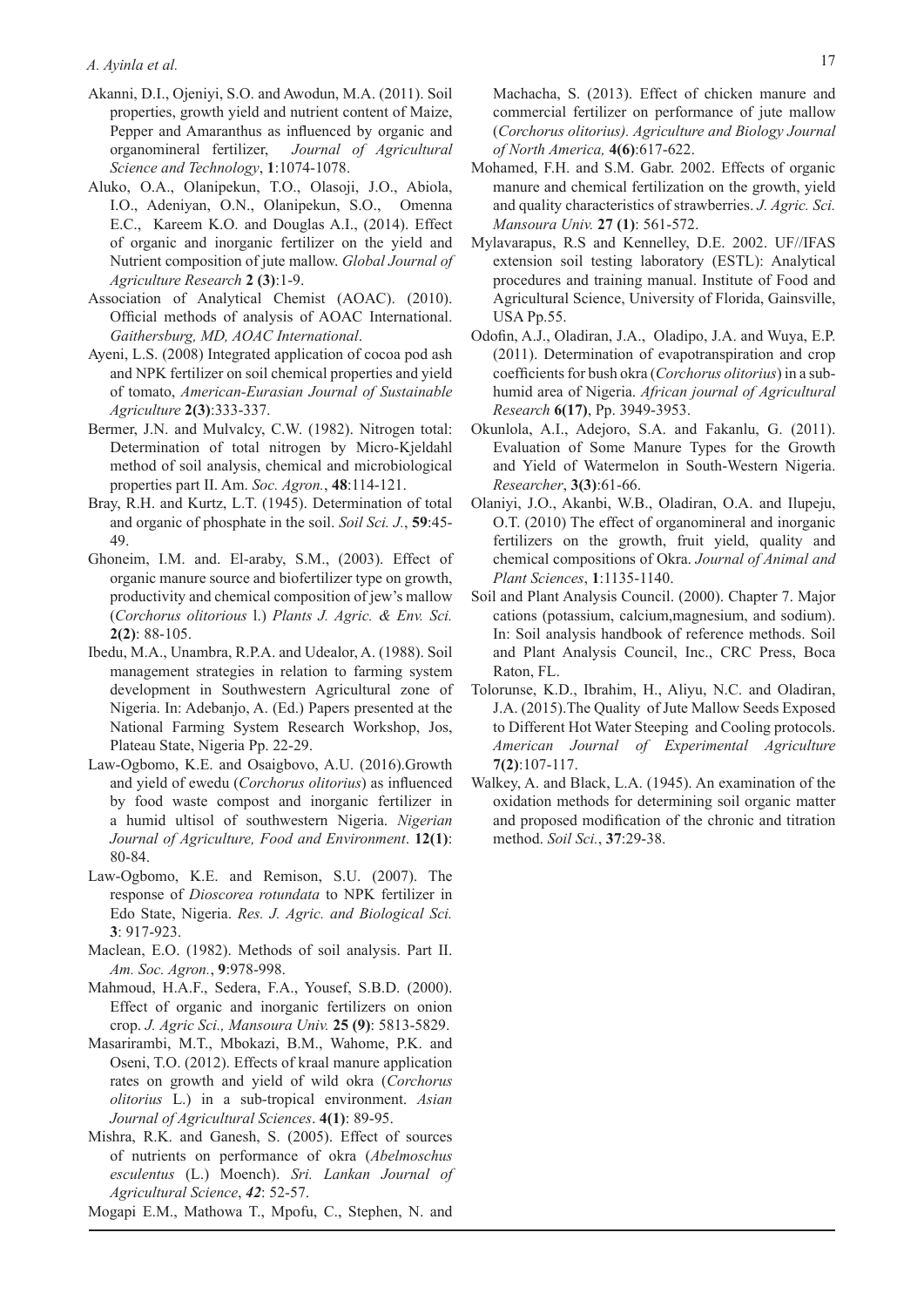Akanni, D.I., Ojeniyi, S.O. and Awodun, M.A. (2011). Soil properties, growth yield and nutrient content of Maize, Pepper and Amaranthus as influenced by organic and organomineral fertilizer, *Journal of Agricultural Science and Technology*, **1**:1074-1078.

Aluko, O.A., Olanipekun, T.O., Olasoji, J.O., Abiola, I.O., Adeniyan, O.N., Olanipekun, S.O., Omenna E.C., Kareem K.O. and Douglas A.I., (2014). Effect of organic and inorganic fertilizer on the yield and Nutrient composition of jute mallow. *Global Journal of Agriculture Research* **2 (3)**:1-9.

Association of Analytical Chemist (AOAC). (2010). Official methods of analysis of AOAC International. *Gaithersburg, MD, AOAC International*.

Ayeni, L.S. (2008) Integrated application of cocoa pod ash and NPK fertilizer on soil chemical properties and yield of tomato, *American-Eurasian Journal of Sustainable Agriculture* **2(3)**:333-337.

Bermer, J.N. and Mulvalcy, C.W. (1982). Nitrogen total: Determination of total nitrogen by Micro-Kjeldahl method of soil analysis, chemical and microbiological properties part II. Am. *Soc. Agron.*, **48**:114-121.

Bray, R.H. and Kurtz, L.T. (1945). Determination of total and organic of phosphate in the soil. *Soil Sci. J.*, **59**:45-49.

Ghoneim, I.M. and. El-araby, S.M., (2003). Effect of organic manure source and biofertilizer type on growth, productivity and chemical composition of jew's mallow (*Corchorus olitorious* l.) *Plants J. Agric. & Env. Sci.* **2(2)**: 88-105.

Ibedu, M.A., Unambra, R.P.A. and Udealor, A. (1988). Soil management strategies in relation to farming system development in Southwestern Agricultural zone of Nigeria. In: Adebanjo, A. (Ed.) Papers presented at the National Farming System Research Workshop, Jos, Plateau State, Nigeria Pp. 22-29.

Law-Ogbomo, K.E. and Osaigbovo, A.U. (2016).Growth and yield of ewedu (*Corchorus olitorius*) as influenced by food waste compost and inorganic fertilizer in a humid ultisol of southwestern Nigeria. *Nigerian Journal of Agriculture, Food and Environment*. **12(1)**: 80-84.

Law-Ogbomo, K.E. and Remison, S.U. (2007). The response of *Dioscorea rotundata* to NPK fertilizer in Edo State, Nigeria. *Res. J. Agric. and Biological Sci.* **3**: 917-923.

Maclean, E.O. (1982). Methods of soil analysis. Part II. *Am. Soc. Agron.*, **9**:978-998.

Mahmoud, H.A.F., Sedera, F.A., Yousef, S.B.D. (2000). Effect of organic and inorganic fertilizers on onion crop. *J. Agric Sci., Mansoura Univ.* **25 (9)**: 5813-5829.

Masarirambi, M.T., Mbokazi, B.M., Wahome, P.K. and Oseni, T.O. (2012). Effects of kraal manure application rates on growth and yield of wild okra (*Corchorus olitorius* L.) in a sub-tropical environment. *Asian Journal of Agricultural Sciences*. **4(1)**: 89-95.

Mishra, R.K. and Ganesh, S. (2005). Effect of sources of nutrients on performance of okra (*Abelmoschus esculentus* (L.) Moench). *Sri. Lankan Journal of Agricultural Science*, ***42***: 52-57.

Mogapi E.M., Mathowa T., Mpofu, C., Stephen, N. and Machacha, S. (2013). Effect of chicken manure and commercial fertilizer on performance of jute mallow (*Corchorus olitorius). Agriculture and Biology Journal of North America,* **4(6)**:617-622.

Mohamed, F.H. and S.M. Gabr. 2002. Effects of organic manure and chemical fertilization on the growth, yield and quality characteristics of strawberries. *J. Agric. Sci. Mansoura Univ.* **27 (1)**: 561-572.

Mylavarapus, R.S and Kennelley, D.E. 2002. UF//IFAS extension soil testing laboratory (ESTL): Analytical procedures and training manual. Institute of Food and Agricultural Science, University of Florida, Gainsville, USA Pp.55.

Odofin, A.J., Oladiran, J.A., Oladipo, J.A. and Wuya, E.P. (2011). Determination of evapotranspiration and crop coefficients for bush okra (*Corchorus olitorius*) in a sub-humid area of Nigeria. *African journal of Agricultural Research* **6(17)**, Pp. 3949-3953.

Okunlola, A.I., Adejoro, S.A. and Fakanlu, G. (2011). Evaluation of Some Manure Types for the Growth and Yield of Watermelon in South-Western Nigeria. *Researcher*, **3(3)**:61-66.

Olaniyi, J.O., Akanbi, W.B., Oladiran, O.A. and Ilupeju, O.T. (2010) The effect of organomineral and inorganic fertilizers on the growth, fruit yield, quality and chemical compositions of Okra. *Journal of Animal and Plant Sciences*, **1**:1135-1140.

Soil and Plant Analysis Council. (2000). Chapter 7. Major cations (potassium, calcium,magnesium, and sodium). In: Soil analysis handbook of reference methods. Soil and Plant Analysis Council, Inc., CRC Press, Boca Raton, FL.

Tolorunse, K.D., Ibrahim, H., Aliyu, N.C. and Oladiran, J.A. (2015).The Quality of Jute Mallow Seeds Exposed to Different Hot Water Steeping and Cooling protocols. *American Journal of Experimental Agriculture* **7(2)**:107-117.

Walkey, A. and Black, L.A. (1945). An examination of the oxidation methods for determining soil organic matter and proposed modification of the chronic and titration method. *Soil Sci.*, **37**:29-38.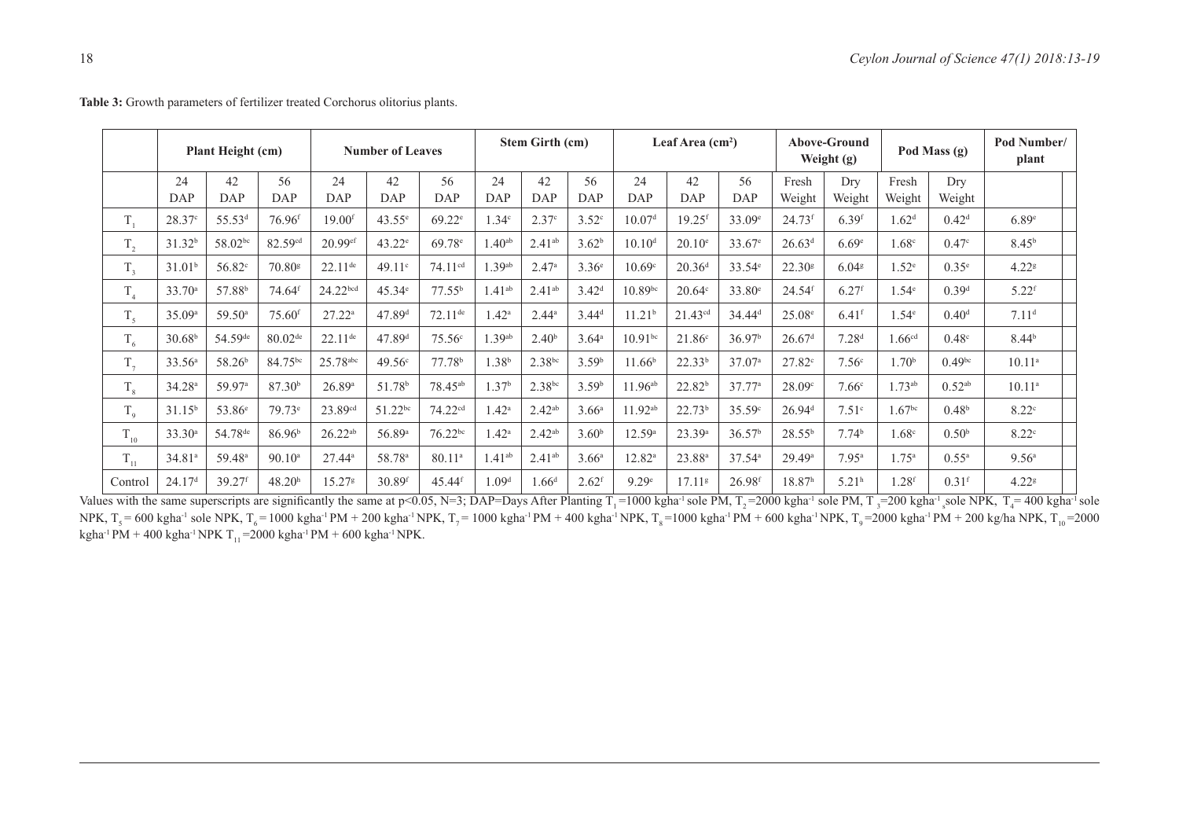**Table 3:** Growth parameters of fertilizer treated Corchorus olitorius plants.

| | Plant Height (cm) | | | Number of Leaves | | | Stem Girth (cm) | | | Leaf Area (cm²) | | | Above-Ground Weight (g) | | Pod Mass (g) | | Pod Number/ plant |
|---|---|---|---|---|---|---|---|---|---|---|---|---|---|---|---|---|---|
| | 24 DAP | 42 DAP | 56 DAP | 24 DAP | 42 DAP | 56 DAP | 24 DAP | 42 DAP | 56 DAP | 24 DAP | 42 DAP | 56 DAP | Fresh Weight | Dry Weight | Fresh Weight | Dry Weight | |
| $T_1$ | $28.37^c$ | $55.53^d$ | $76.96^f$ | $19.00^f$ | $43.55^e$ | $69.22^e$ | $1.34^c$ | $2.37^c$ | $3.52^c$ | $10.07^d$ | $19.25^f$ | $33.09^e$ | $24.73^f$ | $6.39^f$ | $1.62^d$ | $0.42^d$ | $6.89^e$ |
| $T_2$ | $31.32^b$ | $58.02^{bc}$ | $82.59^{cd}$ | $20.99^{ef}$ | $43.22^e$ | $69.78^e$ | $1.40^{ab}$ | $2.41^{ab}$ | $3.62^b$ | $10.10^d$ | $20.10^e$ | $33.67^e$ | $26.63^d$ | $6.69^e$ | $1.68^c$ | $0.47^c$ | $8.45^b$ |
| $T_3$ | $31.01^b$ | $56.82^c$ | $70.80^g$ | $22.11^{de}$ | $49.11^c$ | $74.11^{cd}$ | $1.39^{ab}$ | $2.47^a$ | $3.36^e$ | $10.69^c$ | $20.36^d$ | $33.54^e$ | $22.30^g$ | $6.04^g$ | $1.52^e$ | $0.35^e$ | $4.22^g$ |
| $T_4$ | $33.70^a$ | $57.88^b$ | $74.64^f$ | $24.22^{bcd}$ | $45.34^e$ | $77.55^b$ | $1.41^{ab}$ | $2.41^{ab}$ | $3.42^d$ | $10.89^{bc}$ | $20.64^c$ | $33.80^e$ | $24.54^f$ | $6.27^f$ | $1.54^e$ | $0.39^d$ | $5.22^f$ |
| $T_5$ | $35.09^a$ | $59.50^a$ | $75.60^f$ | $27.22^a$ | $47.89^d$ | $72.11^{de}$ | $1.42^a$ | $2.44^a$ | $3.44^d$ | $11.21^b$ | $21.43^{cd}$ | $34.44^d$ | $25.08^e$ | $6.41^f$ | $1.54^e$ | $0.40^d$ | $7.11^d$ |
| $T_6$ | $30.68^b$ | $54.59^{de}$ | $80.02^{de}$ | $22.11^{de}$ | $47.89^d$ | $75.56^c$ | $1.39^{ab}$ | $2.40^b$ | $3.64^a$ | $10.91^{bc}$ | $21.86^c$ | $36.97^b$ | $26.67^d$ | $7.28^d$ | $1.66^{cd}$ | $0.48^c$ | $8.44^b$ |
| $T_7$ | $33.56^a$ | $58.26^b$ | $84.75^{bc}$ | $25.78^{abc}$ | $49.56^c$ | $77.78^b$ | $1.38^b$ | $2.38^{bc}$ | $3.59^b$ | $11.66^b$ | $22.33^b$ | $37.07^a$ | $27.82^c$ | $7.56^c$ | $1.70^b$ | $0.49^{bc}$ | $10.11^a$ |
| $T_8$ | $34.28^a$ | $59.97^a$ | $87.30^b$ | $26.89^a$ | $51.78^b$ | $78.45^{ab}$ | $1.37^b$ | $2.38^{bc}$ | $3.59^b$ | $11.96^{ab}$ | $22.82^b$ | $37.77^a$ | $28.09^c$ | $7.66^c$ | $1.73^{ab}$ | $0.52^{ab}$ | $10.11^a$ |
| $T_9$ | $31.15^b$ | $53.86^e$ | $79.73^e$ | $23.89^{cd}$ | $51.22^{bc}$ | $74.22^{cd}$ | $1.42^a$ | $2.42^{ab}$ | $3.66^a$ | $11.92^{ab}$ | $22.73^b$ | $35.59^c$ | $26.94^d$ | $7.51^c$ | $1.67^{bc}$ | $0.48^b$ | $8.22^c$ |
| $T_{10}$ | $33.30^a$ | $54.78^{de}$ | $86.96^b$ | $26.22^{ab}$ | $56.89^a$ | $76.22^{bc}$ | $1.42^a$ | $2.42^{ab}$ | $3.60^b$ | $12.59^a$ | $23.39^a$ | $36.57^b$ | $28.55^b$ | $7.74^b$ | $1.68^c$ | $0.50^b$ | $8.22^c$ |
| $T_{11}$ | $34.81^a$ | $59.48^a$ | $90.10^a$ | $27.44^a$ | $58.78^a$ | $80.11^a$ | $1.41^{ab}$ | $2.41^{ab}$ | $3.66^a$ | $12.82^a$ | $23.88^a$ | $37.54^a$ | $29.49^a$ | $7.95^a$ | $1.75^a$ | $0.55^a$ | $9.56^a$ |
| Control | $24.17^d$ | $39.27^f$ | $48.20^h$ | $15.27^g$ | $30.89^f$ | $45.44^f$ | $1.09^d$ | $1.66^d$ | $2.62^f$ | $9.29^e$ | $17.11^g$ | $26.98^f$ | $18.87^h$ | $5.21^h$ | $1.28^f$ | $0.31^f$ | $4.22^g$ |

Values with the same superscripts are significantly the same at $p<0.05$, N=3; DAP=Days After Planting $T_1$ =1000 kgha$^{-1}$ sole PM, $T_2$ =2000 kgha$^{-1}$ sole PM, $T_3$ =200 kgha$^{-1}$ sole NPK, $T_4$ = 400 kgha$^{-1}$ sole NPK, $T_5$ = 600 kgha$^{-1}$ sole NPK, $T_6$ = 1000 kgha$^{-1}$ PM + 200 kgha$^{-1}$ NPK, $T_7$ = 1000 kgha$^{-1}$ PM + 400 kgha$^{-1}$ NPK, $T_8$ =1000 kgha$^{-1}$ PM + 600 kgha$^{-1}$ NPK, $T_9$ =2000 kgha$^{-1}$ PM + 200 kg/ha NPK, $T_{10}$ =2000 kgha$^{-1}$ PM + 400 kgha$^{-1}$ NPK $T_{11}$ =2000 kgha$^{-1}$ PM + 600 kgha$^{-1}$ NPK.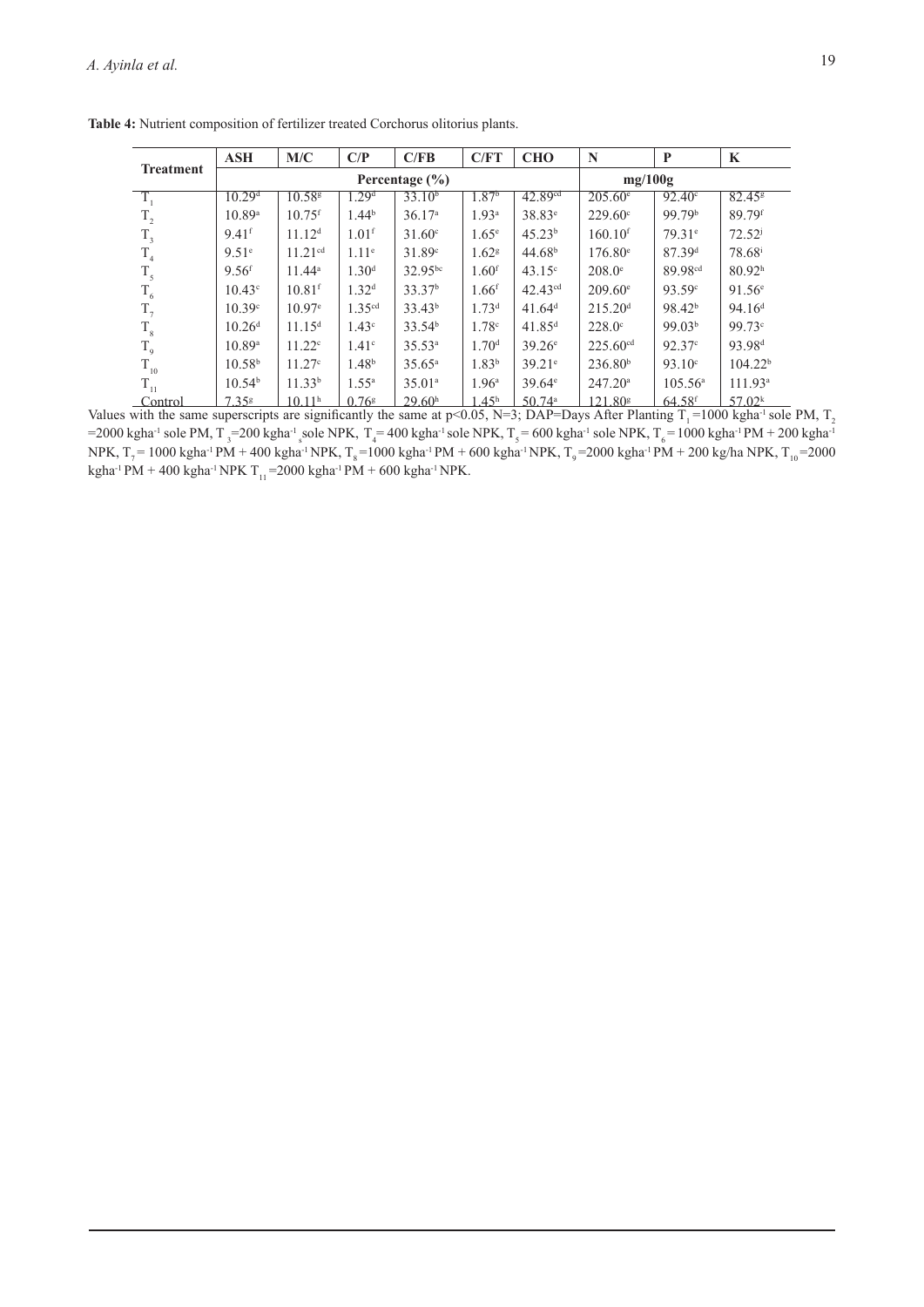**Table 4:** Nutrient composition of fertilizer treated Corchorus olitorius plants.

| Treatment | ASH | M/C | C/P | C/FB | C/FT | CHO | N | P | K |
|---|---|---|---|---|---|---|---|---|---|
| | Percentage (%) | | | | | | mg/100g | | |
| $T_1$ | $10.29^{d}$ | $10.58^{g}$ | $1.29^{d}$ | $33.10^{b}$ | $1.87^{b}$ | $42.89^{cd}$ | $205.60^{e}$ | $92.40^{c}$ | $82.45^{g}$ |
| $T_2$ | $10.89^{a}$ | $10.75^{f}$ | $1.44^{b}$ | $36.17^{a}$ | $1.93^{a}$ | $38.83^{e}$ | $229.60^{c}$ | $99.79^{b}$ | $89.79^{f}$ |
| $T_3$ | $9.41^{f}$ | $11.12^{d}$ | $1.01^{f}$ | $31.60^{c}$ | $1.65^{e}$ | $45.23^{b}$ | $160.10^{f}$ | $79.31^{e}$ | $72.52^{j}$ |
| $T_4$ | $9.51^{e}$ | $11.21^{cd}$ | $1.11^{e}$ | $31.89^{c}$ | $1.62^{g}$ | $44.68^{b}$ | $176.80^{e}$ | $87.39^{d}$ | $78.68^{i}$ |
| $T_5$ | $9.56^{f}$ | $11.44^{a}$ | $1.30^{d}$ | $32.95^{bc}$ | $1.60^{f}$ | $43.15^{c}$ | $208.0^{e}$ | $89.98^{cd}$ | $80.92^{h}$ |
| $T_6$ | $10.43^{c}$ | $10.81^{f}$ | $1.32^{d}$ | $33.37^{b}$ | $1.66^{f}$ | $42.43^{cd}$ | $209.60^{e}$ | $93.59^{c}$ | $91.56^{e}$ |
| $T_7$ | $10.39^{c}$ | $10.97^{e}$ | $1.35^{cd}$ | $33.43^{b}$ | $1.73^{d}$ | $41.64^{d}$ | $215.20^{d}$ | $98.42^{b}$ | $94.16^{d}$ |
| $T_8$ | $10.26^{d}$ | $11.15^{d}$ | $1.43^{c}$ | $33.54^{b}$ | $1.78^{c}$ | $41.85^{d}$ | $228.0^{c}$ | $99.03^{b}$ | $99.73^{c}$ |
| $T_9$ | $10.89^{a}$ | $11.22^{c}$ | $1.41^{c}$ | $35.53^{a}$ | $1.70^{d}$ | $39.26^{e}$ | $225.60^{cd}$ | $92.37^{c}$ | $93.98^{d}$ |
| $T_{10}$ | $10.58^{b}$ | $11.27^{c}$ | $1.48^{b}$ | $35.65^{a}$ | $1.83^{b}$ | $39.21^{e}$ | $236.80^{b}$ | $93.10^{c}$ | $104.22^{b}$ |
| $T_{11}$ | $10.54^{b}$ | $11.33^{b}$ | $1.55^{a}$ | $35.01^{a}$ | $1.96^{a}$ | $39.64^{e}$ | $247.20^{a}$ | $105.56^{a}$ | $111.93^{a}$ |
| Control | $7.35^{g}$ | $10.11^{h}$ | $0.76^{g}$ | $29.60^{h}$ | $1.45^{h}$ | $50.74^{a}$ | $121.80^{g}$ | $64.58^{f}$ | $57.02^{k}$ |

Values with the same superscripts are significantly the same at $p<0.05$, N=3; DAP=Days After Planting $T_1$ =1000 $kgha^{-1}$ sole PM, $T_2$ =2000 $kgha^{-1}$ sole PM, $T_3$=200 $kgha^{-1}$ sole NPK, $T_4$= 400 $kgha^{-1}$ sole NPK, $T_5$ = 600 $kgha^{-1}$ sole NPK, $T_6$ = 1000 $kgha^{-1}$ PM + 200 $kgha^{-1}$ NPK, $T_7$ = 1000 $kgha^{-1}$ PM + 400 $kgha^{-1}$ NPK, $T_8$ =1000 $kgha^{-1}$ PM + 600 $kgha^{-1}$ NPK, $T_9$ =2000 $kgha^{-1}$ PM + 200 kg/ha NPK, $T_{10}$ =2000 $kgha^{-1}$ PM + 400 $kgha^{-1}$ NPK $T_{11}$ =2000 $kgha^{-1}$ PM + 600 $kgha^{-1}$ NPK.